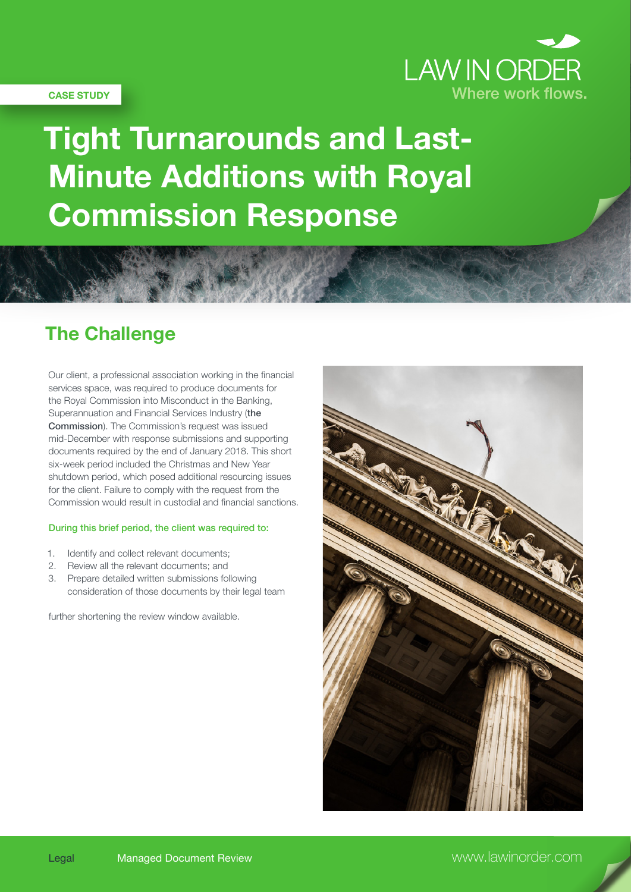CASE STUDY

LAW IN ORDER
Where work flows.

# Tight Turnarounds and Last-Minute Additions with Royal Commission Response

## The Challenge

Our client, a professional association working in the financial services space, was required to produce documents for the Royal Commission into Misconduct in the Banking, Superannuation and Financial Services Industry (**the Commission**). The Commission's request was issued mid-December with response submissions and supporting documents required by the end of January 2018. This short six-week period included the Christmas and New Year shutdown period, which posed additional resourcing issues for the client. Failure to comply with the request from the Commission would result in custodial and financial sanctions.

**During this brief period, the client was required to:**

1. Identify and collect relevant documents;
2. Review all the relevant documents; and
3. Prepare detailed written submissions following consideration of those documents by their legal team

further shortening the review window available.

Legal    Managed Document Review    www.lawinorder.com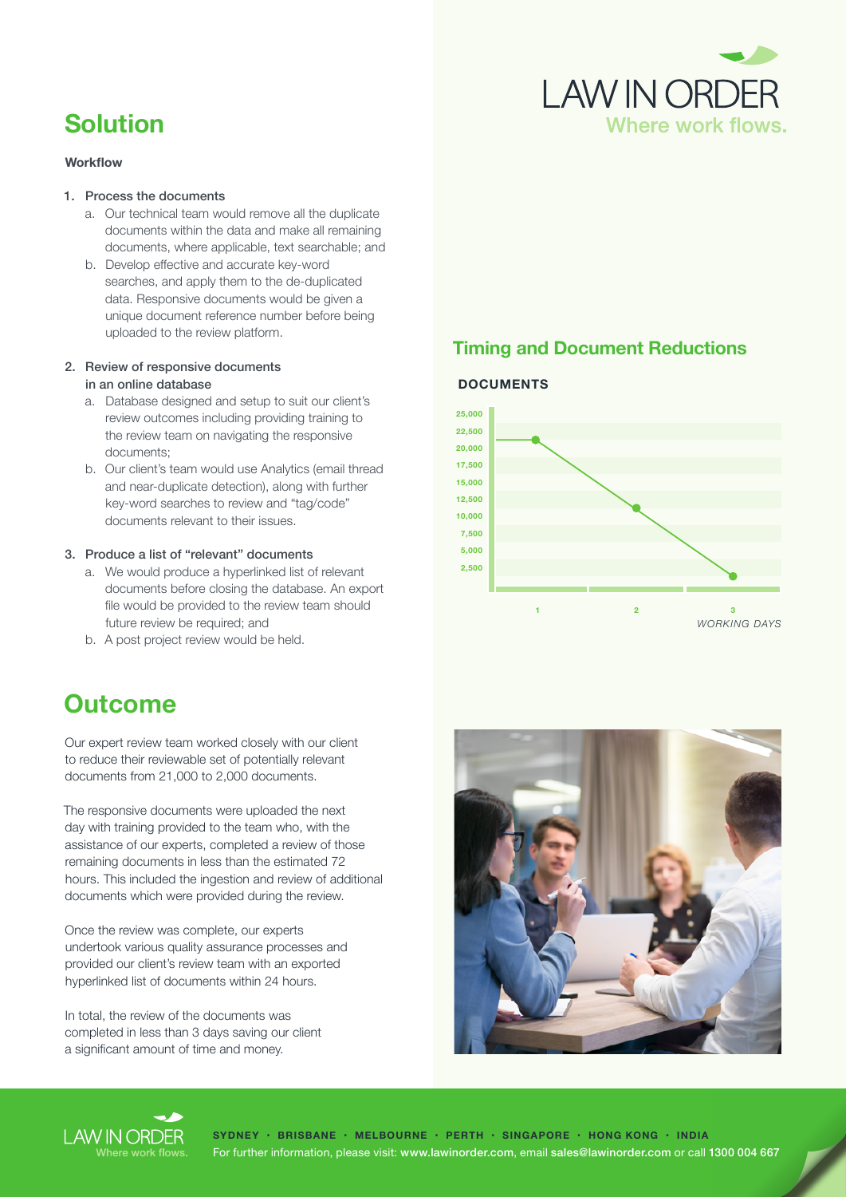LAW IN ORDER
Where work flows.

## Solution

**Workflow**

1. Process the documents
   a. Our technical team would remove all the duplicate documents within the data and make all remaining documents, where applicable, text searchable; and
   b. Develop effective and accurate key-word searches, and apply them to the de-duplicated data. Responsive documents would be given a unique document reference number before being uploaded to the review platform.
2. Review of responsive documents in an online database
   a. Database designed and setup to suit our client's review outcomes including providing training to the review team on navigating the responsive documents;
   b. Our client's team would use Analytics (email thread and near-duplicate detection), along with further key-word searches to review and "tag/code" documents relevant to their issues.
3. Produce a list of "relevant" documents
   a. We would produce a hyperlinked list of relevant documents before closing the database. An export file would be provided to the review team should future review be required; and
   b. A post project review would be held.

## Timing and Document Reductions

DOCUMENTS

25,000
22,500
20,000
17,500
15,000
12,500
10,000
7,500
5,000
2,500

1
2
3
WORKING DAYS

## Outcome

Our expert review team worked closely with our client to reduce their reviewable set of potentially relevant documents from 21,000 to 2,000 documents.

The responsive documents were uploaded the next day with training provided to the team who, with the assistance of our experts, completed a review of those remaining documents in less than the estimated 72 hours. This included the ingestion and review of additional documents which were provided during the review.

Once the review was complete, our experts undertook various quality assurance processes and provided our client's review team with an exported hyperlinked list of documents within 24 hours.

In total, the review of the documents was completed in less than 3 days saving our client a significant amount of time and money.

LAW IN ORDER
Where work flows.

**SYDNEY · BRISBANE · MELBOURNE · PERTH · SINGAPORE · HONG KONG · INDIA**

For further information, please visit: www.lawinorder.com, email sales@lawinorder.com or call 1300 004 667